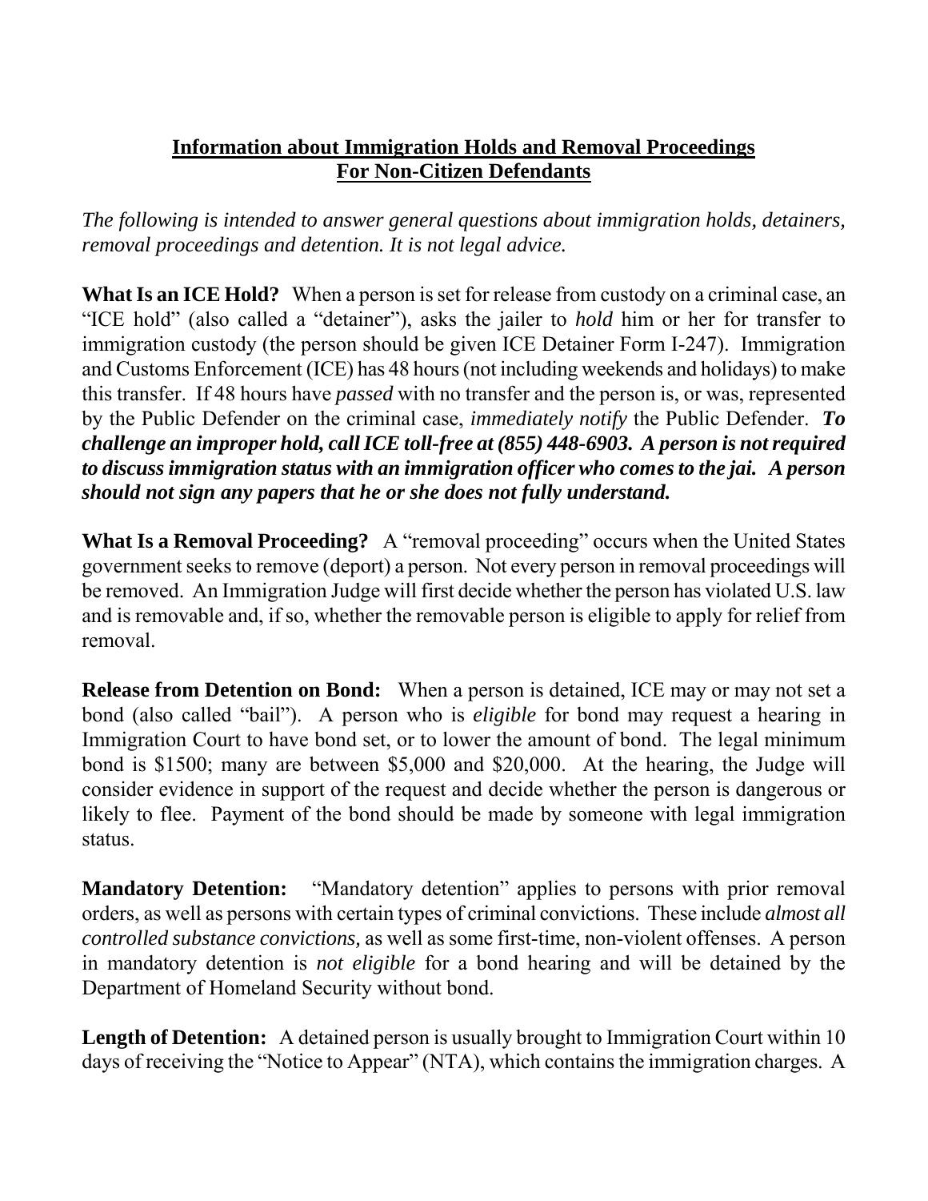**Information about Immigration Holds and Removal Proceedings**
**For Non-Citizen Defendants**

*The following is intended to answer general questions about immigration holds, detainers, removal proceedings and detention. It is not legal advice.*

**What Is an ICE Hold?** When a person is set for release from custody on a criminal case, an "ICE hold" (also called a "detainer"), asks the jailer to *hold* him or her for transfer to immigration custody (the person should be given ICE Detainer Form I-247). Immigration and Customs Enforcement (ICE) has 48 hours (not including weekends and holidays) to make this transfer. If 48 hours have *passed* with no transfer and the person is, or was, represented by the Public Defender on the criminal case, *immediately notify* the Public Defender. ***To challenge an improper hold, call ICE toll-free at (855) 448-6903. A person is not required to discuss immigration status with an immigration officer who comes to the jai. A person should not sign any papers that he or she does not fully understand.***

**What Is a Removal Proceeding?** A "removal proceeding" occurs when the United States government seeks to remove (deport) a person. Not every person in removal proceedings will be removed. An Immigration Judge will first decide whether the person has violated U.S. law and is removable and, if so, whether the removable person is eligible to apply for relief from removal.

**Release from Detention on Bond:** When a person is detained, ICE may or may not set a bond (also called "bail"). A person who is *eligible* for bond may request a hearing in Immigration Court to have bond set, or to lower the amount of bond. The legal minimum bond is $1500; many are between $5,000 and $20,000. At the hearing, the Judge will consider evidence in support of the request and decide whether the person is dangerous or likely to flee. Payment of the bond should be made by someone with legal immigration status.

**Mandatory Detention:** "Mandatory detention" applies to persons with prior removal orders, as well as persons with certain types of criminal convictions. These include *almost all controlled substance convictions,* as well as some first-time, non-violent offenses. A person in mandatory detention is *not eligible* for a bond hearing and will be detained by the Department of Homeland Security without bond.

**Length of Detention:** A detained person is usually brought to Immigration Court within 10 days of receiving the "Notice to Appear" (NTA), which contains the immigration charges. A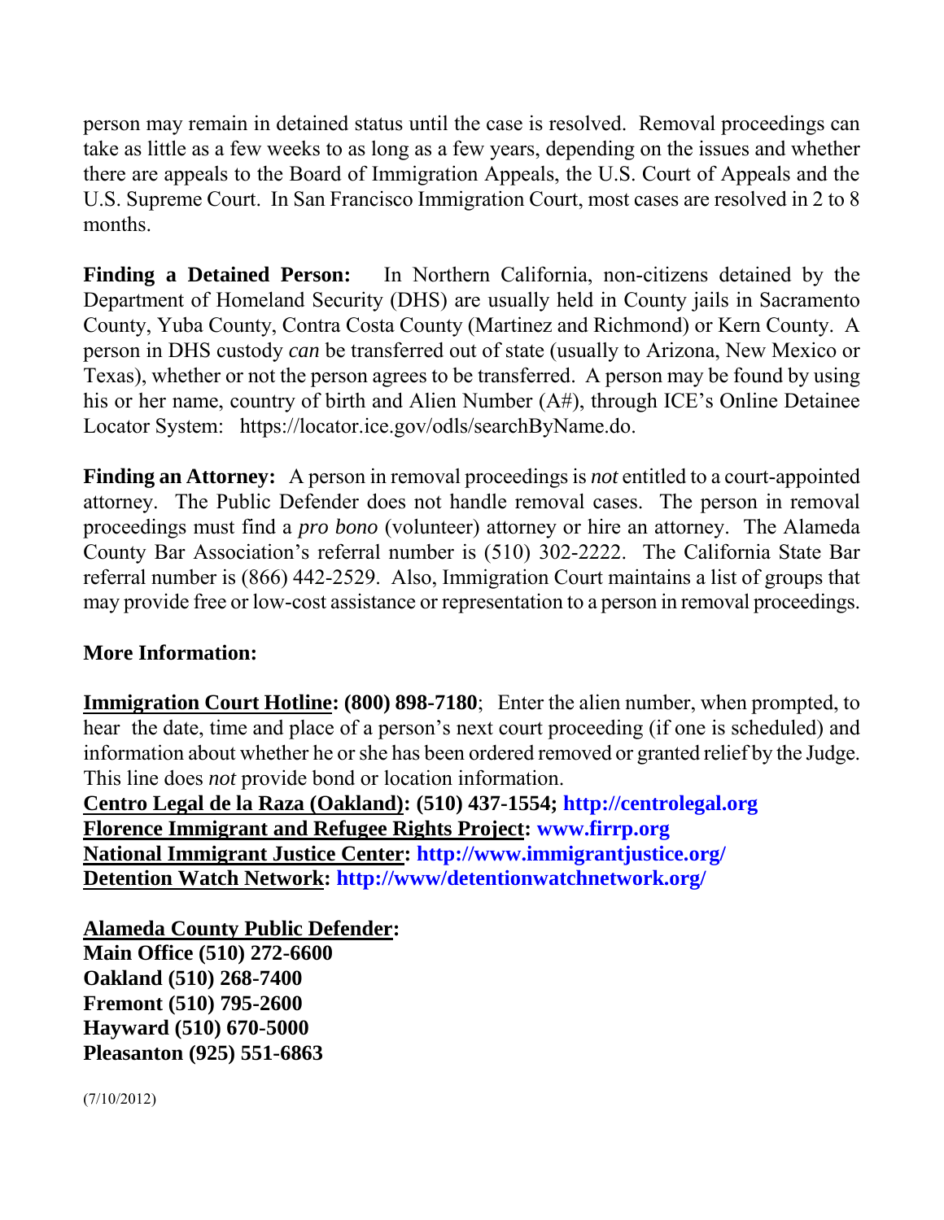person may remain in detained status until the case is resolved. Removal proceedings can take as little as a few weeks to as long as a few years, depending on the issues and whether there are appeals to the Board of Immigration Appeals, the U.S. Court of Appeals and the U.S. Supreme Court. In San Francisco Immigration Court, most cases are resolved in 2 to 8 months.

**Finding a Detained Person:** In Northern California, non-citizens detained by the Department of Homeland Security (DHS) are usually held in County jails in Sacramento County, Yuba County, Contra Costa County (Martinez and Richmond) or Kern County. A person in DHS custody *can* be transferred out of state (usually to Arizona, New Mexico or Texas), whether or not the person agrees to be transferred. A person may be found by using his or her name, country of birth and Alien Number (A#), through ICE's Online Detainee Locator System: https://locator.ice.gov/odls/searchByName.do.

**Finding an Attorney:** A person in removal proceedings is *not* entitled to a court-appointed attorney. The Public Defender does not handle removal cases. The person in removal proceedings must find a *pro bono* (volunteer) attorney or hire an attorney. The Alameda County Bar Association's referral number is (510) 302-2222. The California State Bar referral number is (866) 442-2529. Also, Immigration Court maintains a list of groups that may provide free or low-cost assistance or representation to a person in removal proceedings.

**More Information:**

**<u>Immigration Court Hotline</u>: (800) 898-7180**; Enter the alien number, when prompted, to hear the date, time and place of a person's next court proceeding (if one is scheduled) and information about whether he or she has been ordered removed or granted relief by the Judge. This line does *not* provide bond or location information.
**<u>Centro Legal de la Raza (Oakland)</u>: (510) 437-1554; http://centrolegal.org**
**<u>Florence Immigrant and Refugee Rights Project</u>: www.firrp.org**
**<u>National Immigrant Justice Center</u>: http://www.immigrantjustice.org/**
**<u>Detention Watch Network</u>: http://www/detentionwatchnetwork.org/**

**<u>Alameda County Public Defender</u>:**
**Main Office (510) 272-6600**
**Oakland (510) 268-7400**
**Fremont (510) 795-2600**
**Hayward (510) 670-5000**
**Pleasanton (925) 551-6863**

(7/10/2012)